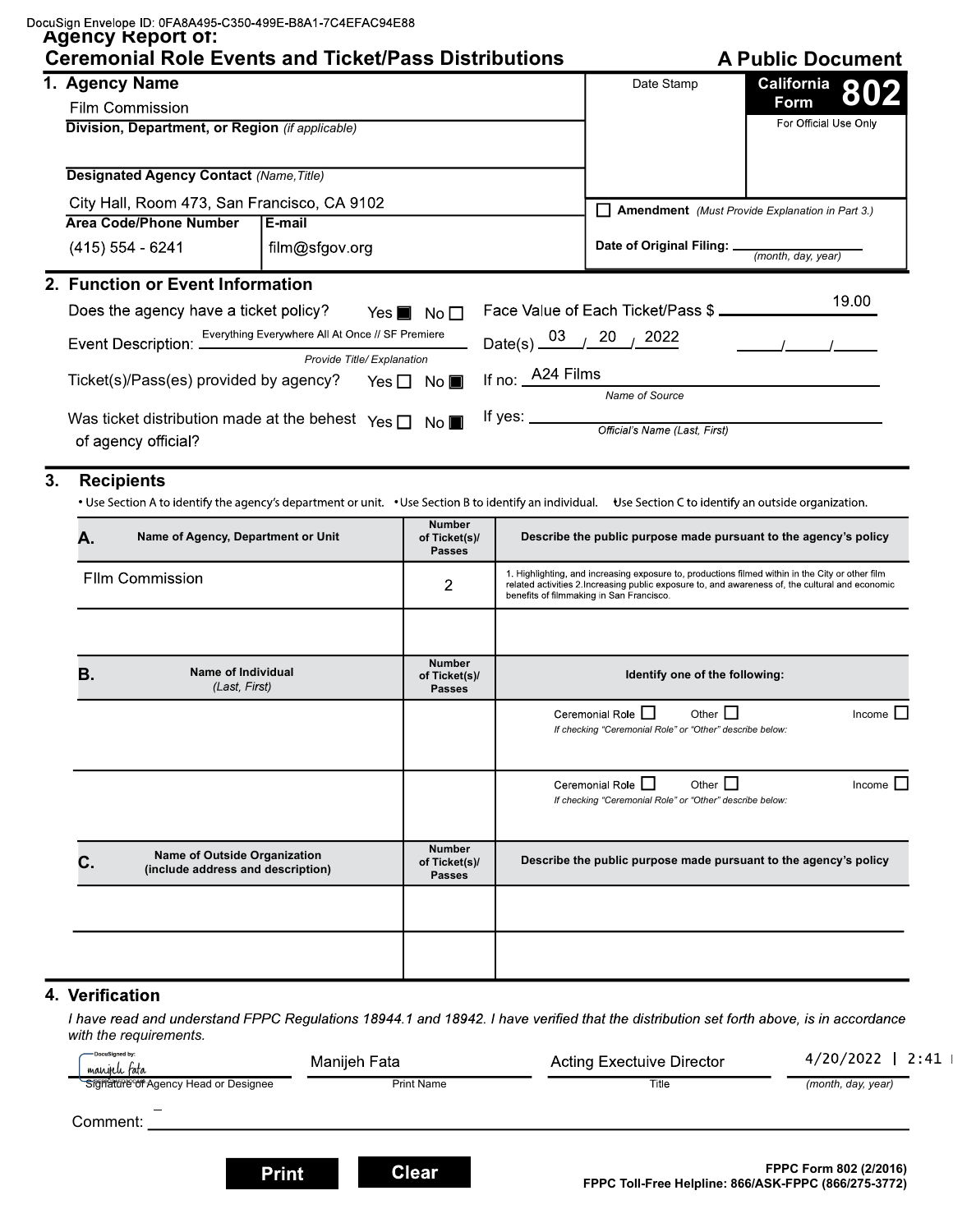DocuSign Envelope ID: 0FA8A495-C350-499E-B8A1-7C4EFAC94E88

# Agency Report of: Ceremonial Role Events and Ticket/Pass Distributions

**A Public Document**

**California Form 802**

For Official Use Only

Date Stamp

## 1. Agency Name

Film Commission

**Division, Department, or Region** *(if applicable)*

**Designated Agency Contact** *(Name, Title)*

City Hall, Room 473, San Francisco, CA 9102

| Area Code/Phone Number | E-mail |
|---|---|
| (415) 554 - 6241 | film@sfgov.org |

☐ **Amendment** *(Must Provide Explanation in Part 3.)*

**Date of Original Filing:** ________ *(month, day, year)*

## 2. Function or Event Information

Does the agency have a ticket policy? Yes ■ No ☐

Face Value of Each Ticket/Pass $ 19.00

Event Description: Everything Everywhere All At Once // SF Premiere *(Provide Title/ Explanation)*

Date(s) 03 / 20 / 2022 ___/___/___

Ticket(s)/Pass(es) provided by agency? Yes ☐ No ■

If no: A24 Films *(Name of Source)*

Was ticket distribution made at the behest of agency official? Yes ☐ No ■

If yes: ________ *(Official's Name (Last, First))*

## 3. Recipients

• Use Section A to identify the agency's department or unit. • Use Section B to identify an individual. • Use Section C to identify an outside organization.

| A. Name of Agency, Department or Unit | Number of Ticket(s)/ Passes | Describe the public purpose made pursuant to the agency's policy |
|---|---|---|
| FIlm Commission | 2 | 1. Highlighting, and increasing exposure to, productions filmed within in the City or other film related activities 2.Increasing public exposure to, and awareness of, the cultural and economic benefits of filmmaking in San Francisco. |
| | | |

| B. Name of Individual (Last, First) | Number of Ticket(s)/ Passes | Identify one of the following: |
|---|---|---|
| | | Ceremonial Role ☐ Other ☐ Income ☐ *If checking "Ceremonial Role" or "Other" describe below:* |
| | | Ceremonial Role ☐ Other ☐ Income ☐ *If checking "Ceremonial Role" or "Other" describe below:* |

| C. Name of Outside Organization (include address and description) | Number of Ticket(s)/ Passes | Describe the public purpose made pursuant to the agency's policy |
|---|---|---|
| | | |
| | | |

## 4. Verification

*I have read and understand FPPC Regulations 18944.1 and 18942. I have verified that the distribution set forth above, is in accordance with the requirements.*

| DocuSigned by: manijeh fata | Manijeh Fata | Acting Exectuive Director | 4/20/2022 \| 2:41 |
|---|---|---|---|
| Signature of Agency Head or Designee | Print Name | Title | (month, day, year) |

Comment: _

Print Clear

FPPC Form 802 (2/2016)
FPPC Toll-Free Helpline: 866/ASK-FPPC (866/275-3772)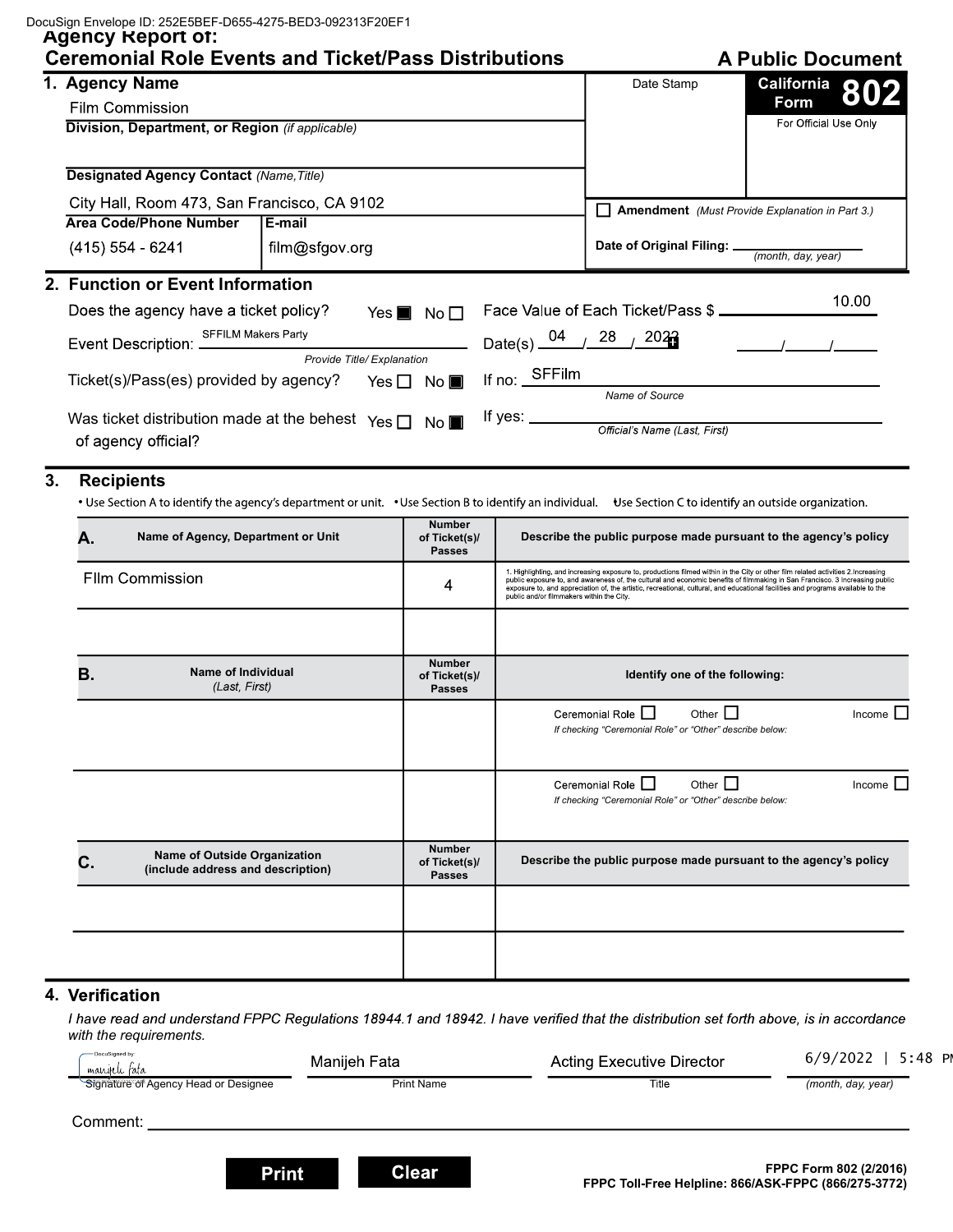DocuSign Envelope ID: 252E5BEF-D655-4275-BED3-092313F20EF1

# Agency Report of: Ceremonial Role Events and Ticket/Pass Distributions

**A Public Document**

**California Form 802**

For Official Use Only

Date Stamp

## 1. Agency Name

Film Commission

**Division, Department, or Region** *(if applicable)*

**Designated Agency Contact** *(Name, Title)*

City Hall, Room 473, San Francisco, CA 9102

| Area Code/Phone Number | E-mail |
|---|---|
| (415) 554 - 6241 | film@sfgov.org |

☐ **Amendment** *(Must Provide Explanation in Part 3.)*

**Date of Original Filing:** ____________ *(month, day, year)*

## 2. Function or Event Information

Does the agency have a ticket policy? Yes ■ No ☐

Face Value of Each Ticket/Pass $ 10.00

Event Description: SFFILM Makers Party *(Provide Title/ Explanation)*

Date(s) 04 / 28 / 2022

Ticket(s)/Pass(es) provided by agency? Yes ☐ No ■

If no: SFFilm *(Name of Source)*

Was ticket distribution made at the behest of agency official? Yes ☐ No ■

If yes: ____________ *(Official's Name (Last, First))*

## 3. Recipients

• Use Section A to identify the agency's department or unit. • Use Section B to identify an individual. • Use Section C to identify an outside organization.

| A. Name of Agency, Department or Unit | Number of Ticket(s)/ Passes | Describe the public purpose made pursuant to the agency's policy |
|---|---|---|
| FIlm Commission | 4 | 1. Highlighting, and increasing exposure to, productions filmed within in the City or other film related activities 2.Increasing public exposure to, and awareness of, the cultural and economic benefits of filmmaking in San Francisco. 3 Increasing public exposure to, and appreciation of, the artistic, recreational, cultural, and educational facilities and programs available to the public and/or filmmakers within the City. |
| | | |

| B. Name of Individual (Last, First) | Number of Ticket(s)/ Passes | Identify one of the following: |
|---|---|---|
| | | Ceremonial Role ☐ Other ☐ Income ☐ *If checking "Ceremonial Role" or "Other" describe below:* |
| | | Ceremonial Role ☐ Other ☐ Income ☐ *If checking "Ceremonial Role" or "Other" describe below:* |

| C. Name of Outside Organization (include address and description) | Number of Ticket(s)/ Passes | Describe the public purpose made pursuant to the agency's policy |
|---|---|---|
| | | |
| | | |

## 4. Verification

*I have read and understand FPPC Regulations 18944.1 and 18942. I have verified that the distribution set forth above, is in accordance with the requirements.*

| Signature of Agency Head or Designee | Print Name | Title | (month, day, year) |
|---|---|---|---|
| DocuSigned by: manijeh fata | Manijeh Fata | Acting Executive Director | 6/9/2022 \| 5:48 PM |

Comment: ____________

Print Clear

FPPC Form 802 (2/2016)
FPPC Toll-Free Helpline: 866/ASK-FPPC (866/275-3772)